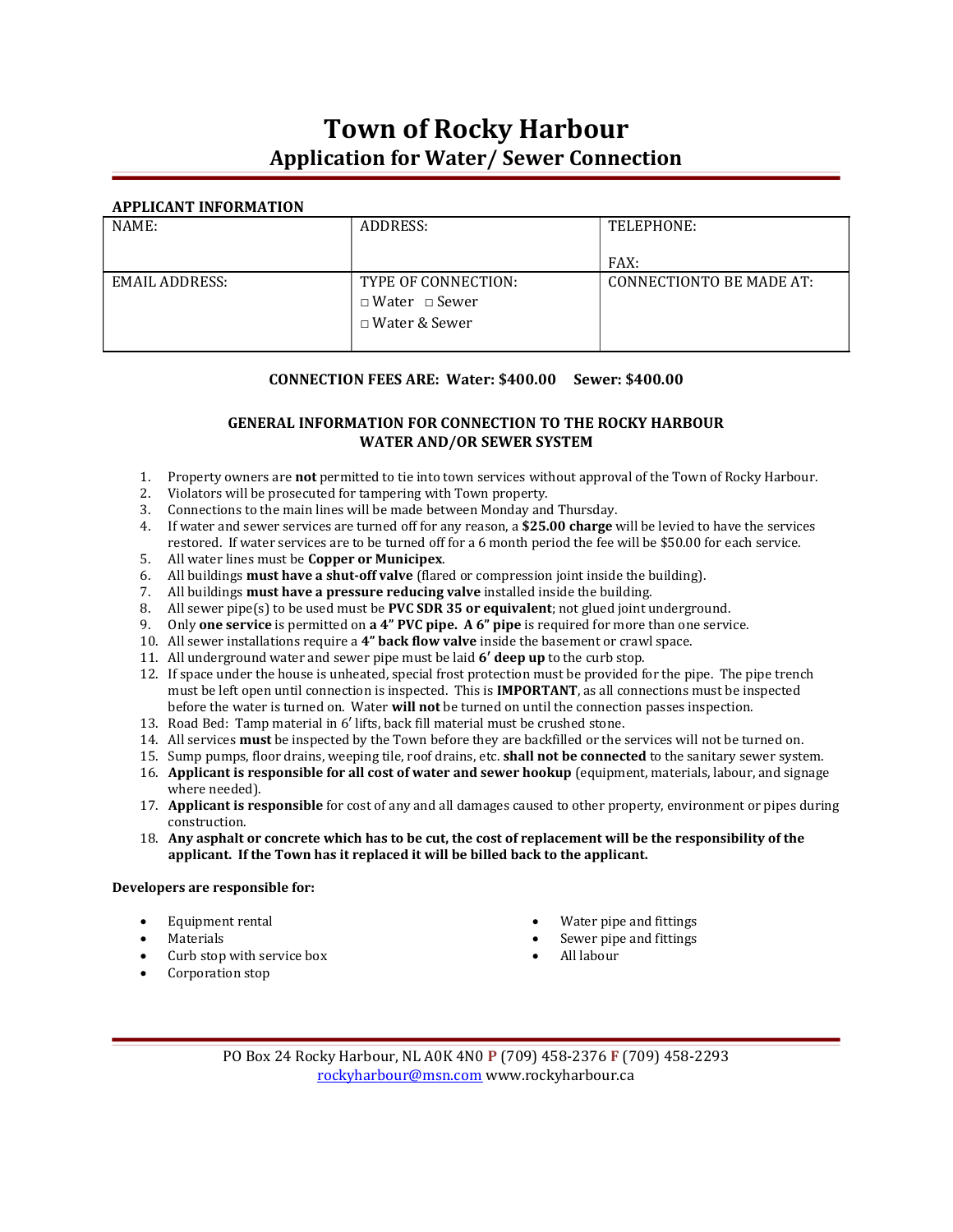# Town of Rocky Harbour

## Application for Water/ Sewer Connection

**APPLICANT INFORMATION**

| NAME: | ADDRESS: | TELEPHONE:<br><br>FAX: |
|---|---|---|
| EMAIL ADDRESS: | TYPE OF CONNECTION:<br>□ Water □ Sewer<br>□ Water & Sewer | CONNECTIONTO BE MADE AT: |

**CONNECTION FEES ARE: Water: $400.00 Sewer: $400.00**

**GENERAL INFORMATION FOR CONNECTION TO THE ROCKY HARBOUR WATER AND/OR SEWER SYSTEM**

1. Property owners are **not** permitted to tie into town services without approval of the Town of Rocky Harbour.
2. Violators will be prosecuted for tampering with Town property.
3. Connections to the main lines will be made between Monday and Thursday.
4. If water and sewer services are turned off for any reason, a **$25.00 charge** will be levied to have the services restored. If water services are to be turned off for a 6 month period the fee will be $50.00 for each service.
5. All water lines must be **Copper or Municipex**.
6. All buildings **must have a shut-off valve** (flared or compression joint inside the building).
7. All buildings **must have a pressure reducing valve** installed inside the building.
8. All sewer pipe(s) to be used must be **PVC SDR 35 or equivalent**; not glued joint underground.
9. Only **one service** is permitted on **a 4" PVC pipe. A 6" pipe** is required for more than one service.
10. All sewer installations require a **4" back flow valve** inside the basement or crawl space.
11. All underground water and sewer pipe must be laid **6′ deep up** to the curb stop.
12. If space under the house is unheated, special frost protection must be provided for the pipe. The pipe trench must be left open until connection is inspected. This is **IMPORTANT**, as all connections must be inspected before the water is turned on. Water **will not** be turned on until the connection passes inspection.
13. Road Bed: Tamp material in 6′ lifts, back fill material must be crushed stone.
14. All services **must** be inspected by the Town before they are backfilled or the services will not be turned on.
15. Sump pumps, floor drains, weeping tile, roof drains, etc. **shall not be connected** to the sanitary sewer system.
16. **Applicant is responsible for all cost of water and sewer hookup** (equipment, materials, labour, and signage where needed).
17. **Applicant is responsible** for cost of any and all damages caused to other property, environment or pipes during construction.
18. **Any asphalt or concrete which has to be cut, the cost of replacement will be the responsibility of the applicant. If the Town has it replaced it will be billed back to the applicant.**

**Developers are responsible for:**

- Equipment rental
- Materials
- Curb stop with service box
- Corporation stop
- Water pipe and fittings
- Sewer pipe and fittings
- All labour

PO Box 24 Rocky Harbour, NL A0K 4N0 **P** (709) 458-2376 **F** (709) 458-2293
rockyharbour@msn.com www.rockyharbour.ca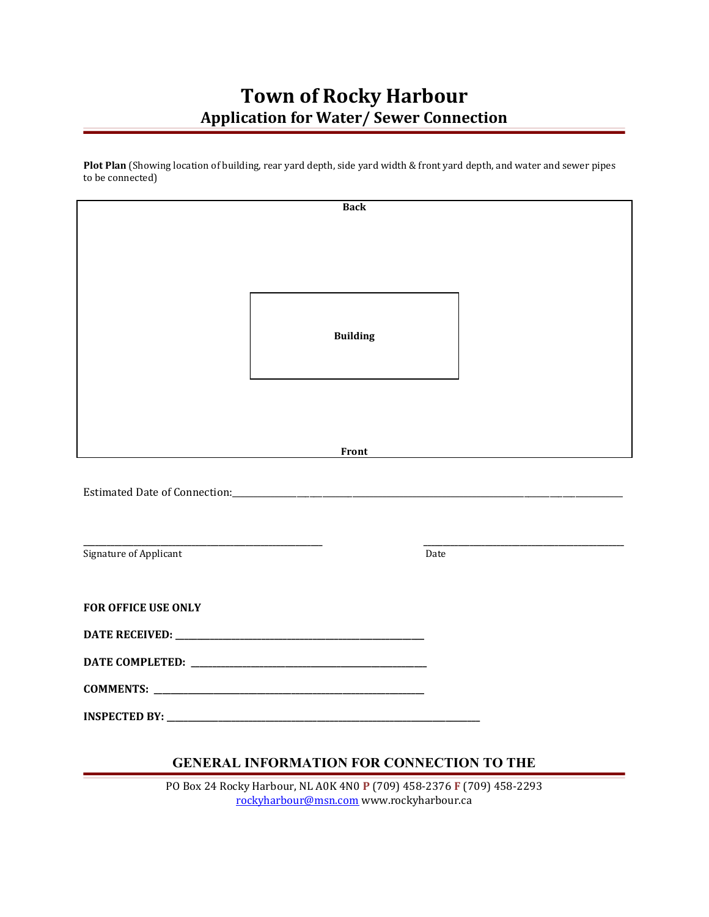# Town of Rocky Harbour

## Application for Water/ Sewer Connection

**Plot Plan** (Showing location of building, rear yard depth, side yard width & front yard depth, and water and sewer pipes to be connected)

**Back**

**Building**

**Front**

Estimated Date of Connection:_______________________________________________

_______________________________ Signature of Applicant

_______________________________ Date

**FOR OFFICE USE ONLY**

**DATE RECEIVED:** _______________________________

**DATE COMPLETED:** _______________________________

**COMMENTS:** _______________________________

**INSPECTED BY:** _______________________________

**GENERAL INFORMATION FOR CONNECTION TO THE**

PO Box 24 Rocky Harbour, NL A0K 4N0 **P** (709) 458-2376 **F** (709) 458-2293
rockyharbour@msn.com www.rockyharbour.ca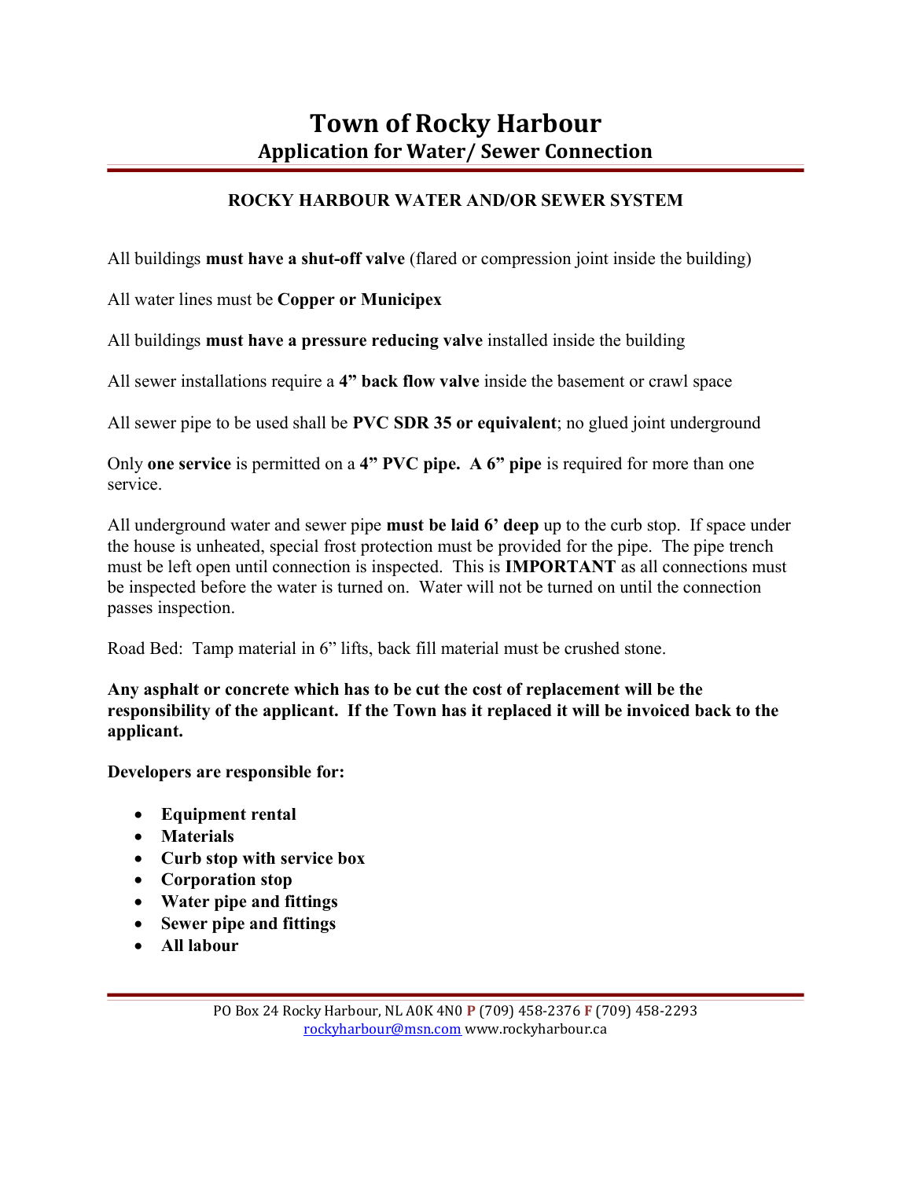# Town of Rocky Harbour
## Application for Water/ Sewer Connection

### ROCKY HARBOUR WATER AND/OR SEWER SYSTEM

All buildings **must have a shut-off valve** (flared or compression joint inside the building)

All water lines must be **Copper or Municipex**

All buildings **must have a pressure reducing valve** installed inside the building

All sewer installations require a **4" back flow valve** inside the basement or crawl space

All sewer pipe to be used shall be **PVC SDR 35 or equivalent**; no glued joint underground

Only **one service** is permitted on a **4" PVC pipe. A 6" pipe** is required for more than one service.

All underground water and sewer pipe **must be laid 6' deep** up to the curb stop. If space under the house is unheated, special frost protection must be provided for the pipe. The pipe trench must be left open until connection is inspected. This is **IMPORTANT** as all connections must be inspected before the water is turned on. Water will not be turned on until the connection passes inspection.

Road Bed: Tamp material in 6" lifts, back fill material must be crushed stone.

**Any asphalt or concrete which has to be cut the cost of replacement will be the responsibility of the applicant. If the Town has it replaced it will be invoiced back to the applicant.**

**Developers are responsible for:**

- **Equipment rental**
- **Materials**
- **Curb stop with service box**
- **Corporation stop**
- **Water pipe and fittings**
- **Sewer pipe and fittings**
- **All labour**

PO Box 24 Rocky Harbour, NL A0K 4N0 P (709) 458-2376 F (709) 458-2293
rockyharbour@msn.com www.rockyharbour.ca